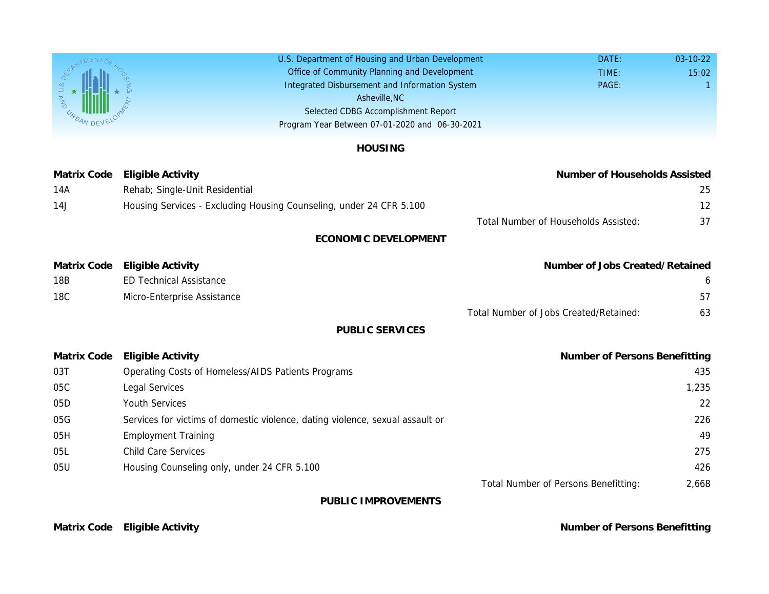U.S. Department of Housing and Urban Development
Office of Community Planning and Development
Integrated Disbursement and Information System
Asheville,NC
Selected CDBG Accomplishment Report
Program Year Between 07-01-2020 and 06-30-2021

DATE: 03-10-22
TIME: 15:02
PAGE: 1

## HOUSING

| Matrix Code | Eligible Activity | Number of Households Assisted |
|---|---|---|
| 14A | Rehab; Single-Unit Residential | 25 |
| 14J | Housing Services - Excluding Housing Counseling, under 24 CFR 5.100 | 12 |
| | Total Number of Households Assisted: | 37 |

## ECONOMIC DEVELOPMENT

| Matrix Code | Eligible Activity | Number of Jobs Created/Retained |
|---|---|---|
| 18B | ED Technical Assistance | 6 |
| 18C | Micro-Enterprise Assistance | 57 |
| | Total Number of Jobs Created/Retained: | 63 |

## PUBLIC SERVICES

| Matrix Code | Eligible Activity | Number of Persons Benefitting |
|---|---|---|
| 03T | Operating Costs of Homeless/AIDS Patients Programs | 435 |
| 05C | Legal Services | 1,235 |
| 05D | Youth Services | 22 |
| 05G | Services for victims of domestic violence, dating violence, sexual assault or | 226 |
| 05H | Employment Training | 49 |
| 05L | Child Care Services | 275 |
| 05U | Housing Counseling only, under 24 CFR 5.100 | 426 |
| | Total Number of Persons Benefitting: | 2,668 |

## PUBLIC IMPROVEMENTS

| Matrix Code | Eligible Activity | Number of Persons Benefitting |
|---|---|---|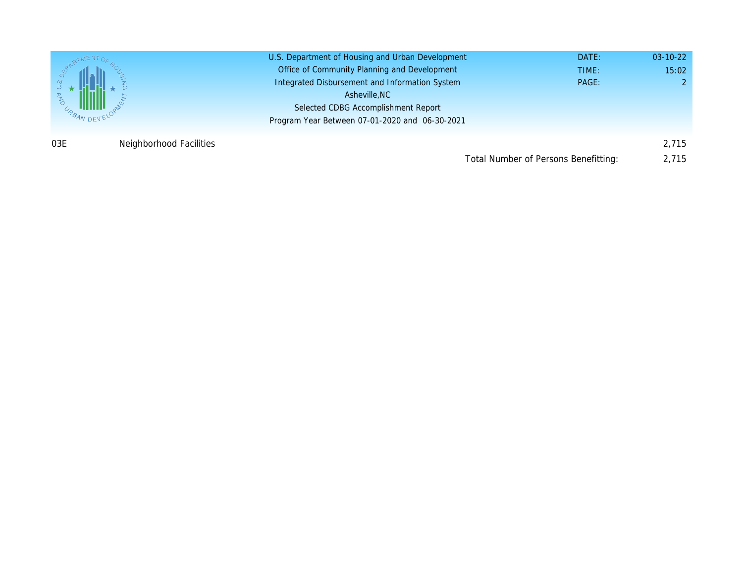| | | |
|---|---|---|
| 03E | Neighborhood Facilities | 2,715 |
| | Total Number of Persons Benefitting: | 2,715 |